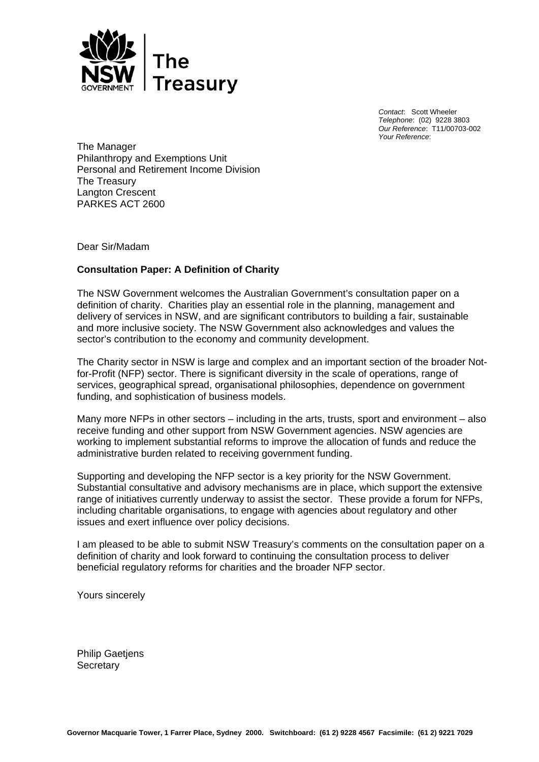The Treasury

*Contact*: Scott Wheeler
*Telephone*: (02) 9228 3803
*Our Reference*: T11/00703-002
*Your Reference*:

The Manager
Philanthropy and Exemptions Unit
Personal and Retirement Income Division
The Treasury
Langton Crescent
PARKES ACT 2600

Dear Sir/Madam

**Consultation Paper: A Definition of Charity**

The NSW Government welcomes the Australian Government's consultation paper on a definition of charity. Charities play an essential role in the planning, management and delivery of services in NSW, and are significant contributors to building a fair, sustainable and more inclusive society. The NSW Government also acknowledges and values the sector's contribution to the economy and community development.

The Charity sector in NSW is large and complex and an important section of the broader Not-for-Profit (NFP) sector. There is significant diversity in the scale of operations, range of services, geographical spread, organisational philosophies, dependence on government funding, and sophistication of business models.

Many more NFPs in other sectors – including in the arts, trusts, sport and environment – also receive funding and other support from NSW Government agencies. NSW agencies are working to implement substantial reforms to improve the allocation of funds and reduce the administrative burden related to receiving government funding.

Supporting and developing the NFP sector is a key priority for the NSW Government. Substantial consultative and advisory mechanisms are in place, which support the extensive range of initiatives currently underway to assist the sector. These provide a forum for NFPs, including charitable organisations, to engage with agencies about regulatory and other issues and exert influence over policy decisions.

I am pleased to be able to submit NSW Treasury's comments on the consultation paper on a definition of charity and look forward to continuing the consultation process to deliver beneficial regulatory reforms for charities and the broader NFP sector.

Yours sincerely

Philip Gaetjens
Secretary

**Governor Macquarie Tower, 1 Farrer Place, Sydney 2000. Switchboard: (61 2) 9228 4567 Facsimile: (61 2) 9221 7029**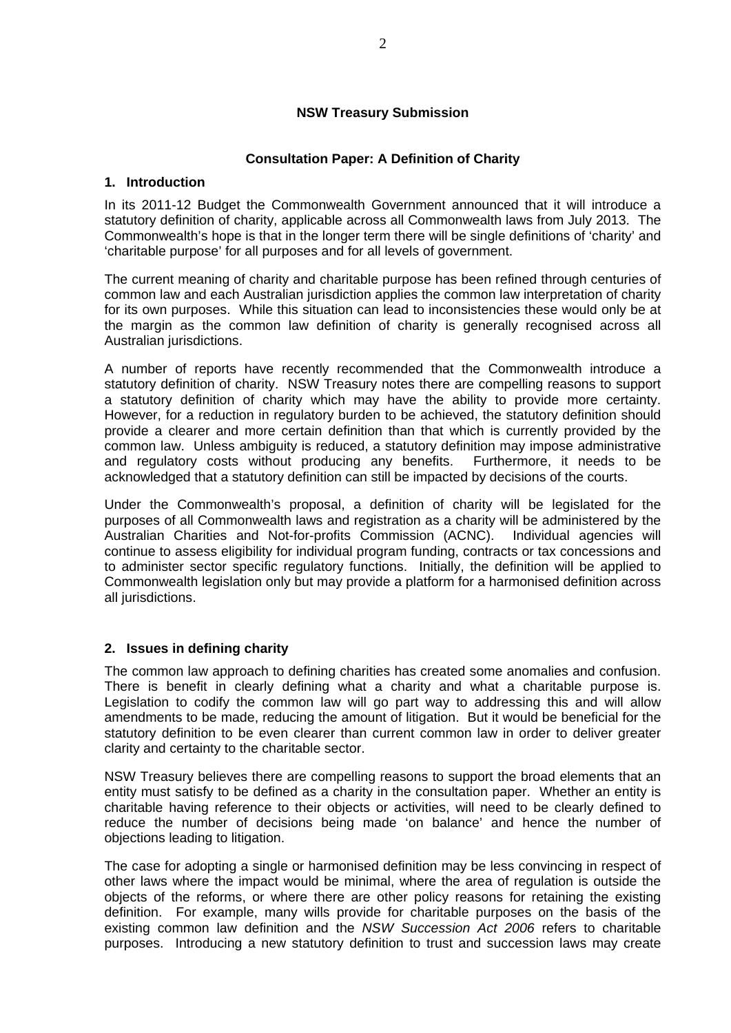**NSW Treasury Submission**

**Consultation Paper: A Definition of Charity**

## 1. Introduction

In its 2011-12 Budget the Commonwealth Government announced that it will introduce a statutory definition of charity, applicable across all Commonwealth laws from July 2013. The Commonwealth's hope is that in the longer term there will be single definitions of 'charity' and 'charitable purpose' for all purposes and for all levels of government.

The current meaning of charity and charitable purpose has been refined through centuries of common law and each Australian jurisdiction applies the common law interpretation of charity for its own purposes. While this situation can lead to inconsistencies these would only be at the margin as the common law definition of charity is generally recognised across all Australian jurisdictions.

A number of reports have recently recommended that the Commonwealth introduce a statutory definition of charity. NSW Treasury notes there are compelling reasons to support a statutory definition of charity which may have the ability to provide more certainty. However, for a reduction in regulatory burden to be achieved, the statutory definition should provide a clearer and more certain definition than that which is currently provided by the common law. Unless ambiguity is reduced, a statutory definition may impose administrative and regulatory costs without producing any benefits. Furthermore, it needs to be acknowledged that a statutory definition can still be impacted by decisions of the courts.

Under the Commonwealth's proposal, a definition of charity will be legislated for the purposes of all Commonwealth laws and registration as a charity will be administered by the Australian Charities and Not-for-profits Commission (ACNC). Individual agencies will continue to assess eligibility for individual program funding, contracts or tax concessions and to administer sector specific regulatory functions. Initially, the definition will be applied to Commonwealth legislation only but may provide a platform for a harmonised definition across all jurisdictions.

## 2. Issues in defining charity

The common law approach to defining charities has created some anomalies and confusion. There is benefit in clearly defining what a charity and what a charitable purpose is. Legislation to codify the common law will go part way to addressing this and will allow amendments to be made, reducing the amount of litigation. But it would be beneficial for the statutory definition to be even clearer than current common law in order to deliver greater clarity and certainty to the charitable sector.

NSW Treasury believes there are compelling reasons to support the broad elements that an entity must satisfy to be defined as a charity in the consultation paper. Whether an entity is charitable having reference to their objects or activities, will need to be clearly defined to reduce the number of decisions being made 'on balance' and hence the number of objections leading to litigation.

The case for adopting a single or harmonised definition may be less convincing in respect of other laws where the impact would be minimal, where the area of regulation is outside the objects of the reforms, or where there are other policy reasons for retaining the existing definition. For example, many wills provide for charitable purposes on the basis of the existing common law definition and the *NSW Succession Act 2006* refers to charitable purposes. Introducing a new statutory definition to trust and succession laws may create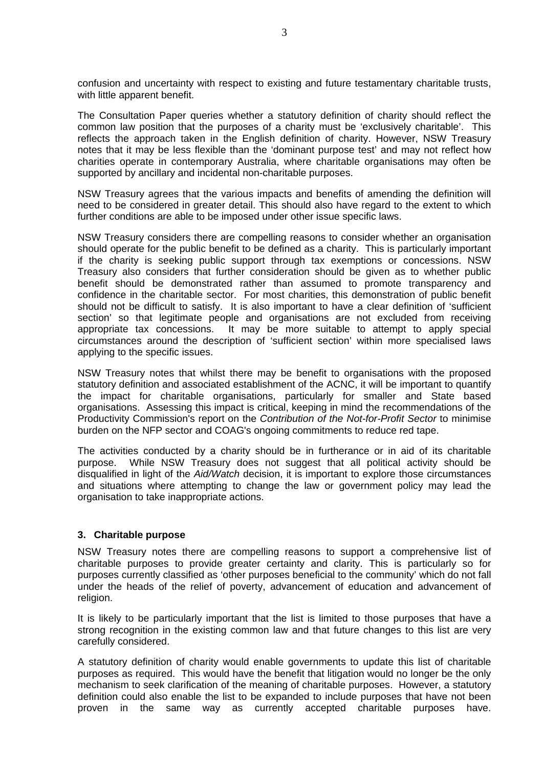confusion and uncertainty with respect to existing and future testamentary charitable trusts, with little apparent benefit.

The Consultation Paper queries whether a statutory definition of charity should reflect the common law position that the purposes of a charity must be 'exclusively charitable'. This reflects the approach taken in the English definition of charity. However, NSW Treasury notes that it may be less flexible than the 'dominant purpose test' and may not reflect how charities operate in contemporary Australia, where charitable organisations may often be supported by ancillary and incidental non-charitable purposes.

NSW Treasury agrees that the various impacts and benefits of amending the definition will need to be considered in greater detail. This should also have regard to the extent to which further conditions are able to be imposed under other issue specific laws.

NSW Treasury considers there are compelling reasons to consider whether an organisation should operate for the public benefit to be defined as a charity. This is particularly important if the charity is seeking public support through tax exemptions or concessions. NSW Treasury also considers that further consideration should be given as to whether public benefit should be demonstrated rather than assumed to promote transparency and confidence in the charitable sector. For most charities, this demonstration of public benefit should not be difficult to satisfy. It is also important to have a clear definition of 'sufficient section' so that legitimate people and organisations are not excluded from receiving appropriate tax concessions. It may be more suitable to attempt to apply special circumstances around the description of 'sufficient section' within more specialised laws applying to the specific issues.

NSW Treasury notes that whilst there may be benefit to organisations with the proposed statutory definition and associated establishment of the ACNC, it will be important to quantify the impact for charitable organisations, particularly for smaller and State based organisations. Assessing this impact is critical, keeping in mind the recommendations of the Productivity Commission's report on the *Contribution of the Not-for-Profit Sector* to minimise burden on the NFP sector and COAG's ongoing commitments to reduce red tape.

The activities conducted by a charity should be in furtherance or in aid of its charitable purpose. While NSW Treasury does not suggest that all political activity should be disqualified in light of the *Aid/Watch* decision, it is important to explore those circumstances and situations where attempting to change the law or government policy may lead the organisation to take inappropriate actions.

### 3. Charitable purpose

NSW Treasury notes there are compelling reasons to support a comprehensive list of charitable purposes to provide greater certainty and clarity. This is particularly so for purposes currently classified as 'other purposes beneficial to the community' which do not fall under the heads of the relief of poverty, advancement of education and advancement of religion.

It is likely to be particularly important that the list is limited to those purposes that have a strong recognition in the existing common law and that future changes to this list are very carefully considered.

A statutory definition of charity would enable governments to update this list of charitable purposes as required. This would have the benefit that litigation would no longer be the only mechanism to seek clarification of the meaning of charitable purposes. However, a statutory definition could also enable the list to be expanded to include purposes that have not been proven in the same way as currently accepted charitable purposes have.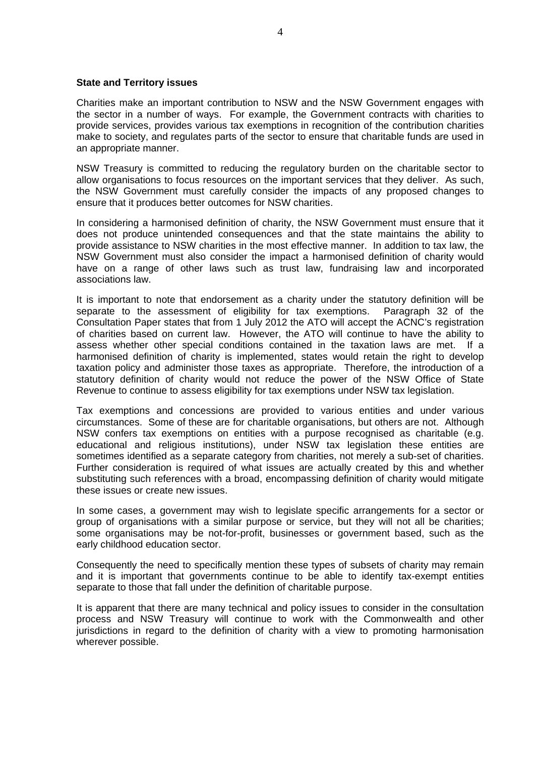**State and Territory issues**

Charities make an important contribution to NSW and the NSW Government engages with the sector in a number of ways. For example, the Government contracts with charities to provide services, provides various tax exemptions in recognition of the contribution charities make to society, and regulates parts of the sector to ensure that charitable funds are used in an appropriate manner.

NSW Treasury is committed to reducing the regulatory burden on the charitable sector to allow organisations to focus resources on the important services that they deliver. As such, the NSW Government must carefully consider the impacts of any proposed changes to ensure that it produces better outcomes for NSW charities.

In considering a harmonised definition of charity, the NSW Government must ensure that it does not produce unintended consequences and that the state maintains the ability to provide assistance to NSW charities in the most effective manner. In addition to tax law, the NSW Government must also consider the impact a harmonised definition of charity would have on a range of other laws such as trust law, fundraising law and incorporated associations law.

It is important to note that endorsement as a charity under the statutory definition will be separate to the assessment of eligibility for tax exemptions. Paragraph 32 of the Consultation Paper states that from 1 July 2012 the ATO will accept the ACNC's registration of charities based on current law. However, the ATO will continue to have the ability to assess whether other special conditions contained in the taxation laws are met. If a harmonised definition of charity is implemented, states would retain the right to develop taxation policy and administer those taxes as appropriate. Therefore, the introduction of a statutory definition of charity would not reduce the power of the NSW Office of State Revenue to continue to assess eligibility for tax exemptions under NSW tax legislation.

Tax exemptions and concessions are provided to various entities and under various circumstances. Some of these are for charitable organisations, but others are not. Although NSW confers tax exemptions on entities with a purpose recognised as charitable (e.g. educational and religious institutions), under NSW tax legislation these entities are sometimes identified as a separate category from charities, not merely a sub-set of charities. Further consideration is required of what issues are actually created by this and whether substituting such references with a broad, encompassing definition of charity would mitigate these issues or create new issues.

In some cases, a government may wish to legislate specific arrangements for a sector or group of organisations with a similar purpose or service, but they will not all be charities; some organisations may be not-for-profit, businesses or government based, such as the early childhood education sector.

Consequently the need to specifically mention these types of subsets of charity may remain and it is important that governments continue to be able to identify tax-exempt entities separate to those that fall under the definition of charitable purpose.

It is apparent that there are many technical and policy issues to consider in the consultation process and NSW Treasury will continue to work with the Commonwealth and other jurisdictions in regard to the definition of charity with a view to promoting harmonisation wherever possible.